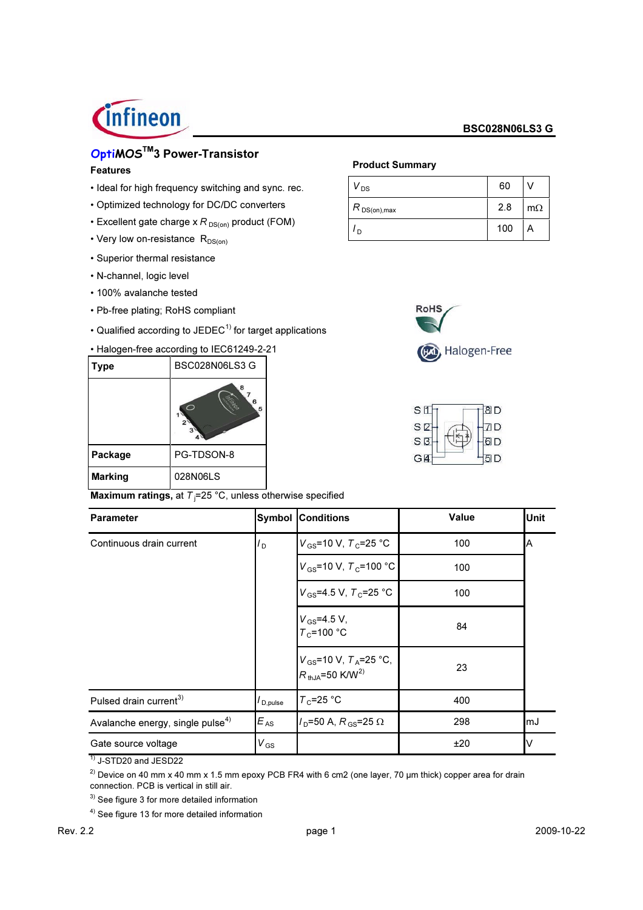# BSC028N06LS3 G

## OptiMOS™3 Power-Transistor

### Features

- Ideal for high frequency switching and sync. rec.
- Optimized technology for DC/DC converters
- Excellent gate charge x $R_{DS(on)}$ product (FOM)
- Very low on-resistance $R_{DS(on)}$
- Superior thermal resistance
- N-channel, logic level
- 100% avalanche tested
- Pb-free plating; RoHS compliant
- Qualified according to JEDEC[1] for target applications
- Halogen-free according to IEC61249-2-21

### Product Summary

| | | |
|---|---|---|
| $V_{DS}$ | 60 | V |
| $R_{DS(on),max}$ | 2.8 | mΩ |
| $I_D$ | 100 | A |

RoHS

Halogen-Free

| | |
|---|---|
| **Type** | BSC028N06LS3 G |
| **Package** | PG-TDSON-8 |
| **Marking** | 028N06LS |

S 1, S 2, S 3, G 4 — 8 D, 7 D, 6 D, 5 D

**Maximum ratings,** at $T_j$=25 °C, unless otherwise specified

| Parameter | Symbol | Conditions | Value | Unit |
|---|---|---|---|---|
| Continuous drain current | $I_D$ | $V_{GS}$=10 V, $T_C$=25 °C | 100 | A |
| | | $V_{GS}$=10 V, $T_C$=100 °C | 100 | |
| | | $V_{GS}$=4.5 V, $T_C$=25 °C | 100 | |
| | | $V_{GS}$=4.5 V, $T_C$=100 °C | 84 | |
| | | $V_{GS}$=10 V, $T_A$=25 °C, $R_{thJA}$=50 K/W[2] | 23 | |
| Pulsed drain current[3] | $I_{D,pulse}$ | $T_C$=25 °C | 400 | |
| Avalanche energy, single pulse[4] | $E_{AS}$ | $I_D$=50 A, $R_{GS}$=25 Ω | 298 | mJ |
| Gate source voltage | $V_{GS}$ | | ±20 | V |

[1] J-STD20 and JESD22

[2] Device on 40 mm x 40 mm x 1.5 mm epoxy PCB FR4 with 6 cm2 (one layer, 70 µm thick) copper area for drain connection. PCB is vertical in still air.

[3] See figure 3 for more detailed information

[4] See figure 13 for more detailed information

Rev. 2.2 2009-10-22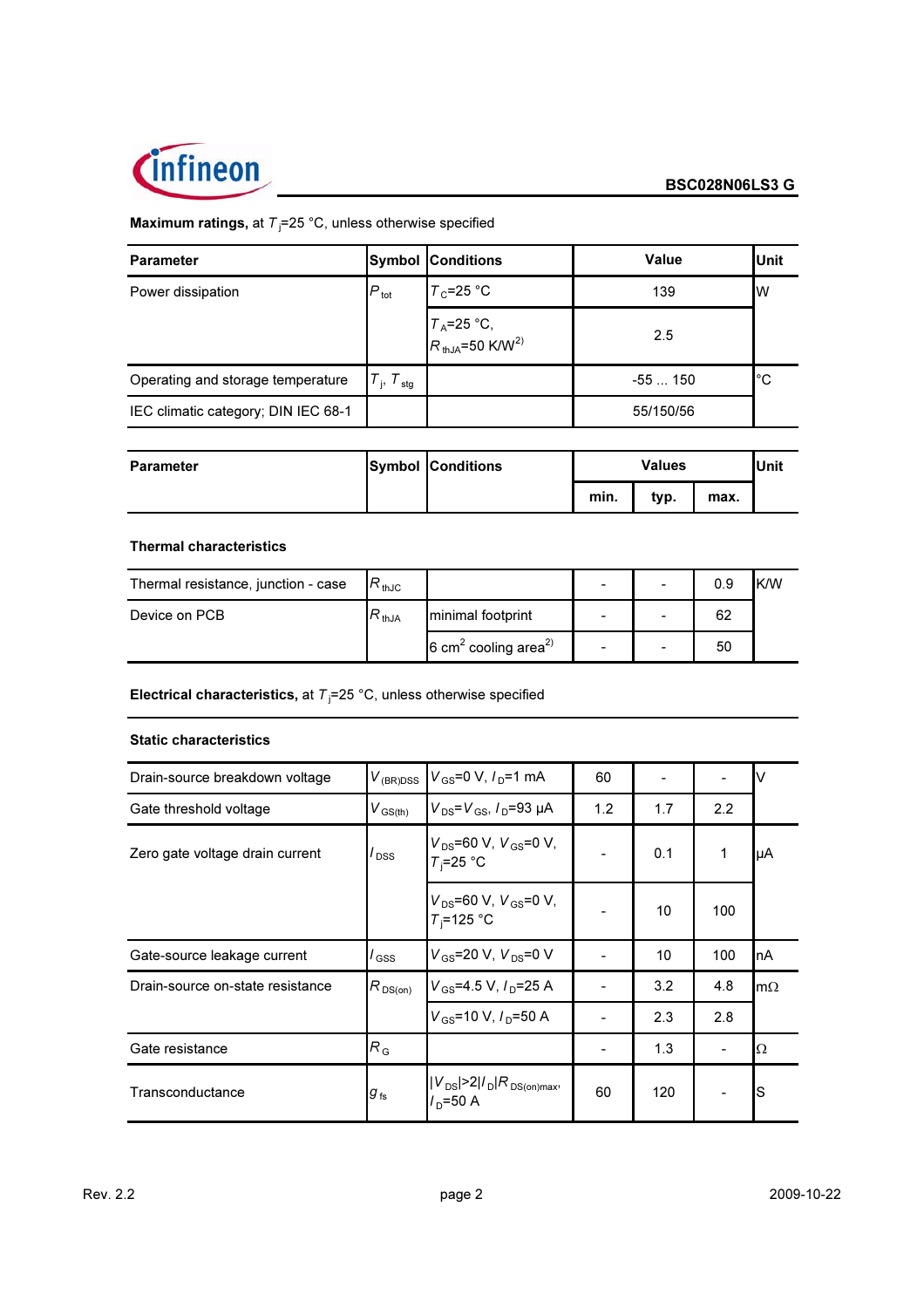**Maximum ratings,** at $T_j$=25 °C, unless otherwise specified

| Parameter | Symbol | Conditions | Value | Unit |
|---|---|---|---|---|
| Power dissipation | $P_{tot}$ | $T_C$=25 °C | 139 | W |
| | | $T_A$=25 °C, $R_{thJA}$=50 K/W[2) | 2.5 | |
| Operating and storage temperature | $T_j$, $T_{stg}$ | | -55 ... 150 | °C |
| IEC climatic category; DIN IEC 68-1 | | | 55/150/56 | |

| Parameter | Symbol | Conditions | Values min. | Values typ. | Values max. | Unit |
|---|---|---|---|---|---|---|
| **Thermal characteristics** | | | | | | |
| Thermal resistance, junction - case | $R_{thJC}$ | | - | - | 0.9 | K/W |
| Device on PCB | $R_{thJA}$ | minimal footprint | - | - | 62 | |
| | | 6 $cm^2$ cooling area[2) | - | - | 50 | |

**Electrical characteristics,** at $T_j$=25 °C, unless otherwise specified

| Parameter | Symbol | Conditions | min. | typ. | max. | Unit |
|---|---|---|---|---|---|---|
| **Static characteristics** | | | | | | |
| Drain-source breakdown voltage | $V_{(BR)DSS}$ | $V_{GS}$=0 V, $I_D$=1 mA | 60 | - | - | V |
| Gate threshold voltage | $V_{GS(th)}$ | $V_{DS}$=$V_{GS}$, $I_D$=93 µA | 1.2 | 1.7 | 2.2 | |
| Zero gate voltage drain current | $I_{DSS}$ | $V_{DS}$=60 V, $V_{GS}$=0 V, $T_j$=25 °C | - | 0.1 | 1 | µA |
| | | $V_{DS}$=60 V, $V_{GS}$=0 V, $T_j$=125 °C | - | 10 | 100 | |
| Gate-source leakage current | $I_{GSS}$ | $V_{GS}$=20 V, $V_{DS}$=0 V | - | 10 | 100 | nA |
| Drain-source on-state resistance | $R_{DS(on)}$ | $V_{GS}$=4.5 V, $I_D$=25 A | - | 3.2 | 4.8 | mΩ |
| | | $V_{GS}$=10 V, $I_D$=50 A | - | 2.3 | 2.8 | |
| Gate resistance | $R_G$ | | - | 1.3 | - | Ω |
| Transconductance | $g_{fs}$ | $\|V_{DS}\|>2\|I_D\|R_{DS(on)max}$, $I_D$=50 A | 60 | 120 | - | S |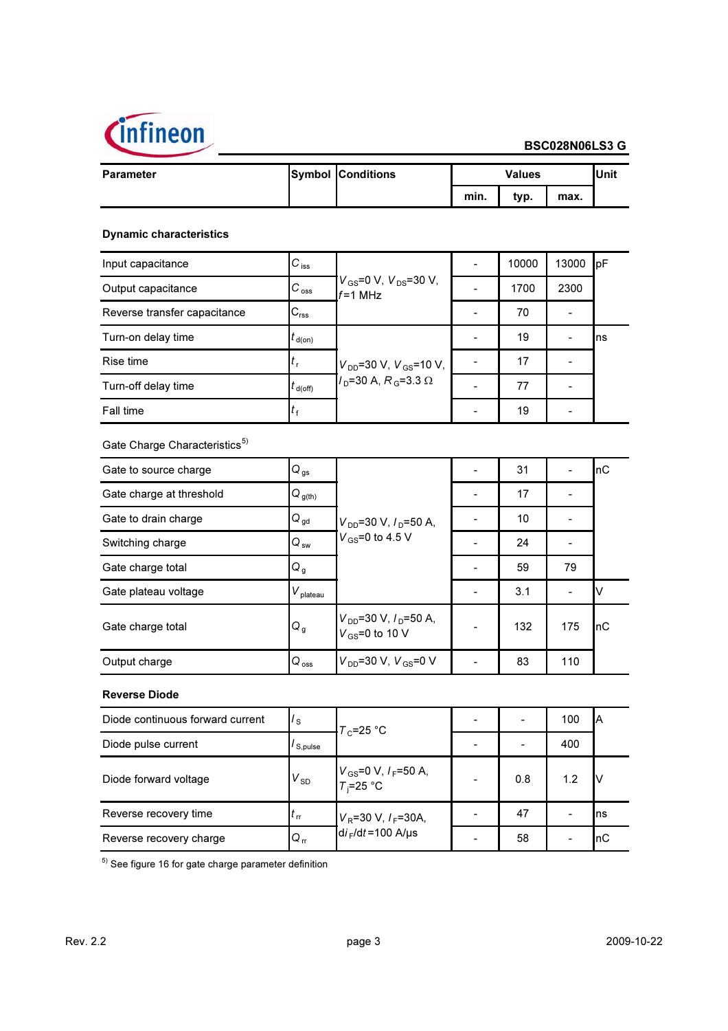| Parameter | Symbol | Conditions | Values | | | Unit |
|---|---|---|---|---|---|---|
| | | | min. | typ. | max. | |
| **Dynamic characteristics** | | | | | | |
| Input capacitance | $C_{iss}$ | $V_{GS}$=0 V, $V_{DS}$=30 V, $f$=1 MHz | - | 10000 | 13000 | pF |
| Output capacitance | $C_{oss}$ | | - | 1700 | 2300 | |
| Reverse transfer capacitance | $C_{rss}$ | | - | 70 | - | |
| Turn-on delay time | $t_{d(on)}$ | $V_{DD}$=30 V, $V_{GS}$=10 V, $I_D$=30 A, $R_G$=3.3 Ω | - | 19 | - | ns |
| Rise time | $t_r$ | | - | 17 | - | |
| Turn-off delay time | $t_{d(off)}$ | | - | 77 | - | |
| Fall time | $t_f$ | | - | 19 | - | |
| Gate Charge Characteristics[5] | | | | | | |
| Gate to source charge | $Q_{gs}$ | $V_{DD}$=30 V, $I_D$=50 A, $V_{GS}$=0 to 4.5 V | - | 31 | - | nC |
| Gate charge at threshold | $Q_{g(th)}$ | | - | 17 | - | |
| Gate to drain charge | $Q_{gd}$ | | - | 10 | - | |
| Switching charge | $Q_{sw}$ | | - | 24 | - | |
| Gate charge total | $Q_g$ | | - | 59 | 79 | |
| Gate plateau voltage | $V_{plateau}$ | | - | 3.1 | - | V |
| Gate charge total | $Q_g$ | $V_{DD}$=30 V, $I_D$=50 A, $V_{GS}$=0 to 10 V | - | 132 | 175 | nC |
| Output charge | $Q_{oss}$ | $V_{DD}$=30 V, $V_{GS}$=0 V | - | 83 | 110 | |
| **Reverse Diode** | | | | | | |
| Diode continuous forward current | $I_S$ | $T_C$=25 °C | - | - | 100 | A |
| Diode pulse current | $I_{S,pulse}$ | | - | - | 400 | |
| Diode forward voltage | $V_{SD}$ | $V_{GS}$=0 V, $I_F$=50 A, $T_j$=25 °C | - | 0.8 | 1.2 | V |
| Reverse recovery time | $t_{rr}$ | $V_R$=30 V, $I_F$=30A, $di_F/dt$=100 A/µs | - | 47 | - | ns |
| Reverse recovery charge | $Q_{rr}$ | | - | 58 | - | nC |

[5] See figure 16 for gate charge parameter definition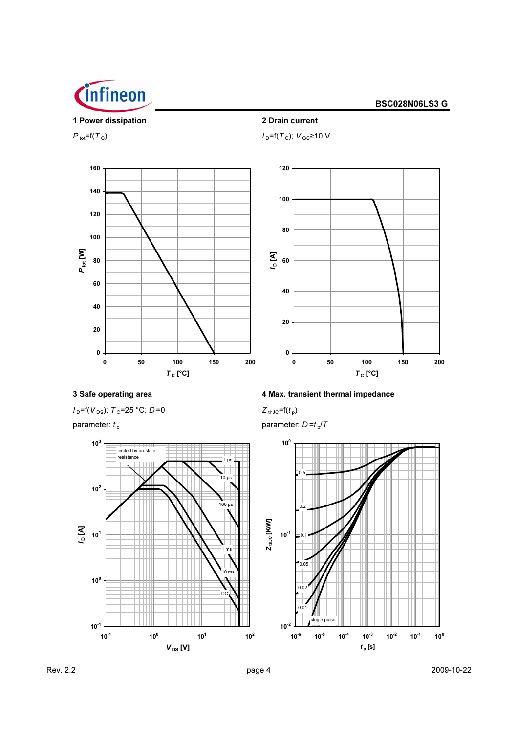## 1 Power dissipation

$P_{tot}=f(T_C)$

## 2 Drain current

$I_D=f(T_C)$; $V_{GS}\geq10$ V

## 3 Safe operating area

$I_D=f(V_{DS})$; $T_C=25$ °C; $D=0$

parameter: $t_p$

## 4 Max. transient thermal impedance

$Z_{thJC}=f(t_p)$

parameter: $D=t_p/T$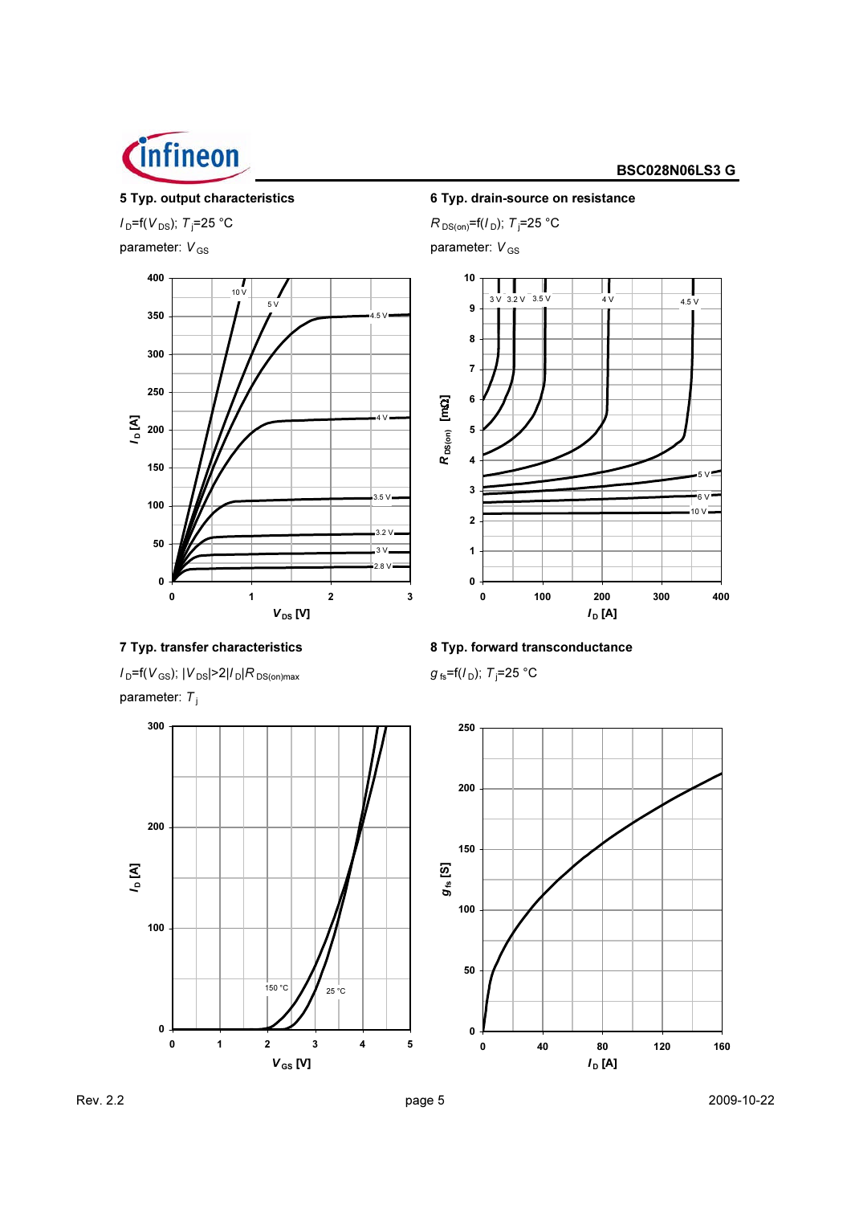**5 Typ. output characteristics**

$I_D$=f($V_{DS}$); $T_j$=25 °C

parameter: $V_{GS}$

**6 Typ. drain-source on resistance**

$R_{DS(on)}$=f($I_D$); $T_j$=25 °C

parameter: $V_{GS}$

**7 Typ. transfer characteristics**

$I_D$=f($V_{GS}$); $|V_{DS}|$>2$|I_D|R_{DS(on)max}$

parameter: $T_j$

**8 Typ. forward transconductance**

$g_{fs}$=f($I_D$); $T_j$=25 °C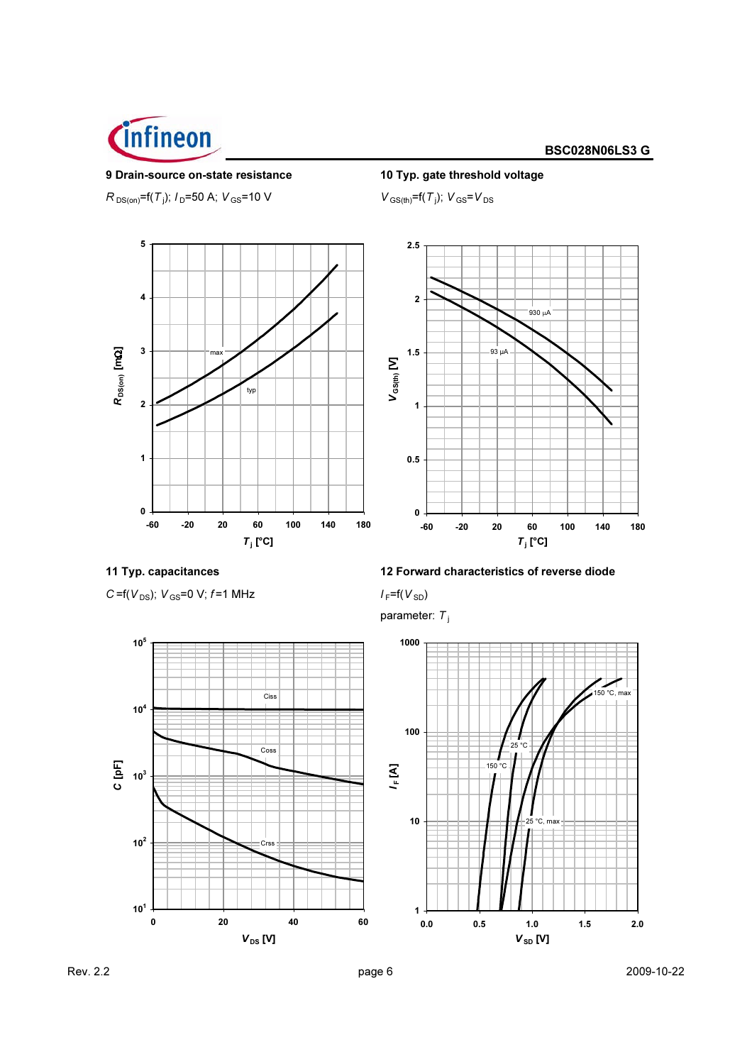**9 Drain-source on-state resistance**

$R_{DS(on)}$=f($T_j$); $I_D$=50 A; $V_{GS}$=10 V

**10 Typ. gate threshold voltage**

$V_{GS(th)}$=f($T_j$); $V_{GS}$=$V_{DS}$

**11 Typ. capacitances**

$C$=f($V_{DS}$); $V_{GS}$=0 V; $f$=1 MHz

**12 Forward characteristics of reverse diode**

$I_F$=f($V_{SD}$)

parameter: $T_j$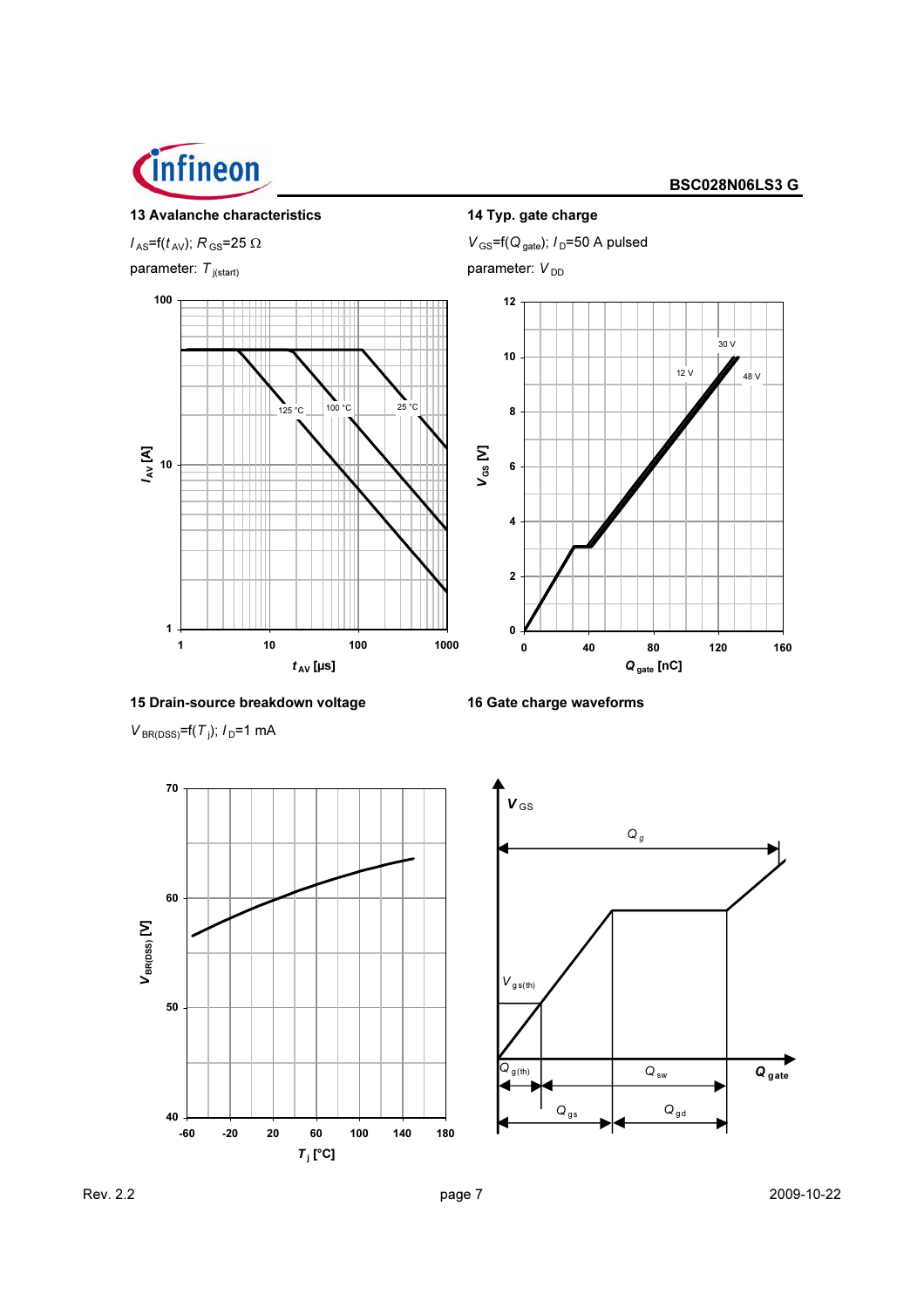### 13 Avalanche characteristics

$I_{AS}$=f($t_{AV}$); $R_{GS}$=25 Ω

parameter: $T_{j(start)}$

### 14 Typ. gate charge

$V_{GS}$=f($Q_{gate}$); $I_D$=50 A pulsed

parameter: $V_{DD}$

### 15 Drain-source breakdown voltage

$V_{BR(DSS)}$=f($T_j$); $I_D$=1 mA

### 16 Gate charge waveforms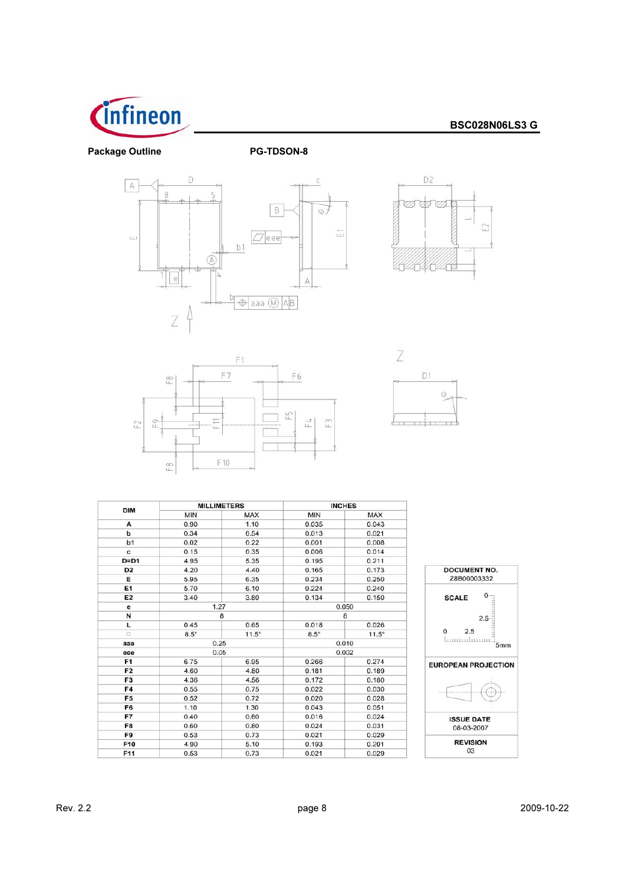**Package Outline** **PG-TDSON-8**

| DIM | MILLIMETERS | | INCHES | |
|---|---|---|---|---|
| | MIN | MAX | MIN | MAX |
| A | 0.90 | 1.10 | 0.035 | 0.043 |
| b | 0.34 | 0.54 | 0.013 | 0.021 |
| b1 | 0.02 | 0.22 | 0.001 | 0.008 |
| c | 0.15 | 0.35 | 0.006 | 0.014 |
| D=D1 | 4.95 | 5.35 | 0.195 | 0.211 |
| D2 | 4.20 | 4.40 | 0.165 | 0.173 |
| E | 5.95 | 6.35 | 0.234 | 0.250 |
| E1 | 5.70 | 6.10 | 0.224 | 0.240 |
| E2 | 3.40 | 3.80 | 0.134 | 0.150 |
| e | 1.27 | | 0.050 | |
| N | 8 | | 8 | |
| L | 0.45 | 0.65 | 0.018 | 0.026 |
| ◻ | 8.5° | 11.5° | 8.5° | 11.5° |
| aaa | 0.25 | | 0.010 | |
| eee | 0.05 | | 0.002 | |
| F1 | 6.75 | 6.95 | 0.266 | 0.274 |
| F2 | 4.60 | 4.80 | 0.181 | 0.189 |
| F3 | 4.36 | 4.56 | 0.172 | 0.180 |
| F4 | 0.55 | 0.75 | 0.022 | 0.030 |
| F5 | 0.52 | 0.72 | 0.020 | 0.028 |
| F6 | 1.10 | 1.30 | 0.043 | 0.051 |
| F7 | 0.40 | 0.60 | 0.016 | 0.024 |
| F8 | 0.60 | 0.80 | 0.024 | 0.031 |
| F9 | 0.53 | 0.73 | 0.021 | 0.029 |
| F10 | 4.90 | 5.10 | 0.193 | 0.201 |
| F11 | 0.53 | 0.73 | 0.021 | 0.029 |

| DOCUMENT NO. |
|---|
| Z8B00003332 |
| SCALE 0 – 2.5 – 5mm |
| EUROPEAN PROJECTION |
| ISSUE DATE 08-03-2007 |
| REVISION 03 |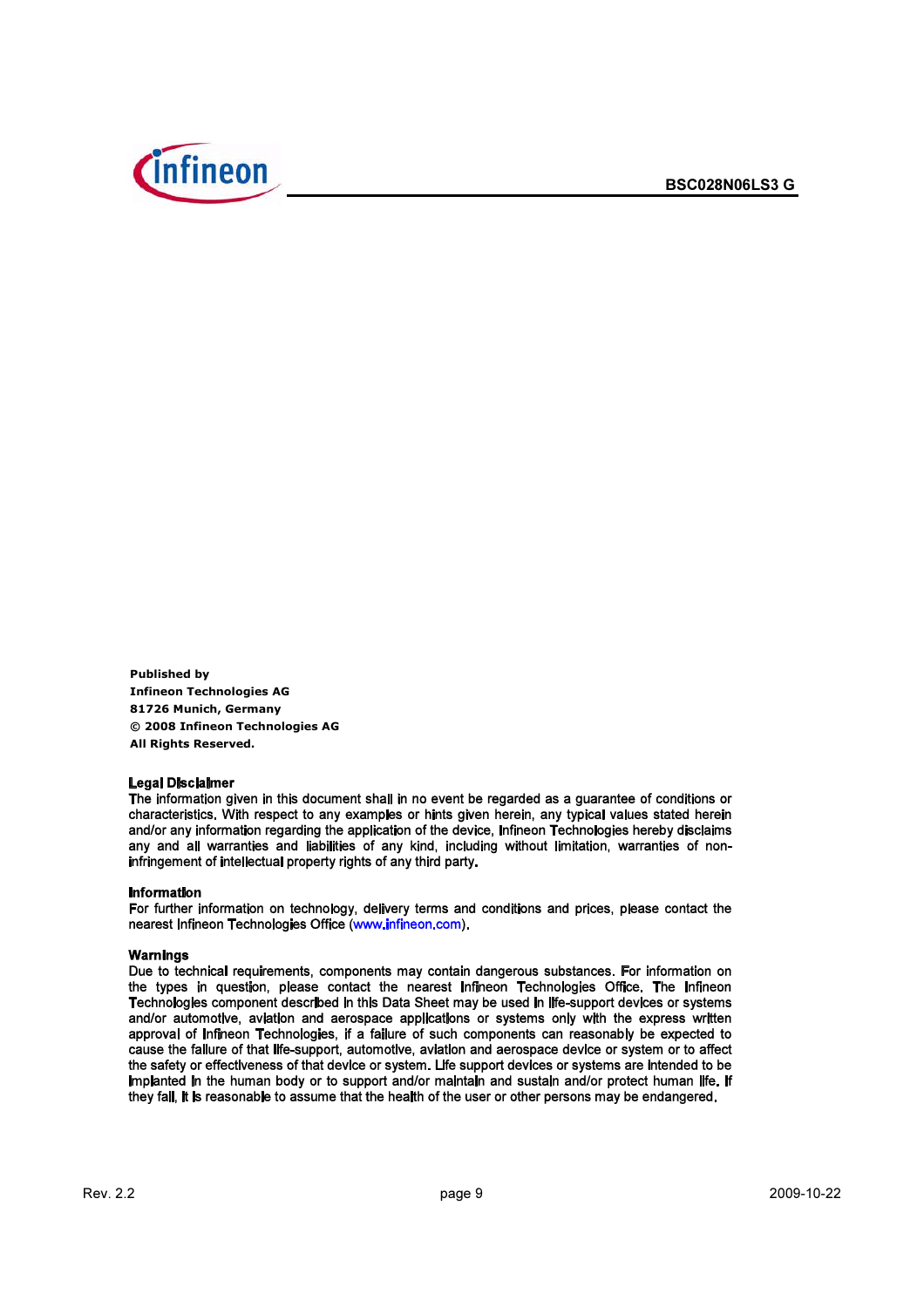**Published by**
**Infineon Technologies AG**
**81726 Munich, Germany**
**© 2008 Infineon Technologies AG**
**All Rights Reserved.**

**Legal Disclaimer**

The information given in this document shall in no event be regarded as a guarantee of conditions or characteristics. With respect to any examples or hints given herein, any typical values stated herein and/or any information regarding the application of the device, Infineon Technologies hereby disclaims any and all warranties and liabilities of any kind, including without limitation, warranties of non-infringement of intellectual property rights of any third party.

**Information**

For further information on technology, delivery terms and conditions and prices, please contact the nearest Infineon Technologies Office (www.infineon.com).

**Warnings**

Due to technical requirements, components may contain dangerous substances. For information on the types in question, please contact the nearest Infineon Technologies Office. The Infineon Technologies component described in this Data Sheet may be used in life-support devices or systems and/or automotive, aviation and aerospace applications or systems only with the express written approval of Infineon Technologies, if a failure of such components can reasonably be expected to cause the failure of that life-support, automotive, aviation and aerospace device or system or to affect the safety or effectiveness of that device or system. Life support devices or systems are intended to be implanted in the human body or to support and/or maintain and sustain and/or protect human life. If they fail, it is reasonable to assume that the health of the user or other persons may be endangered.